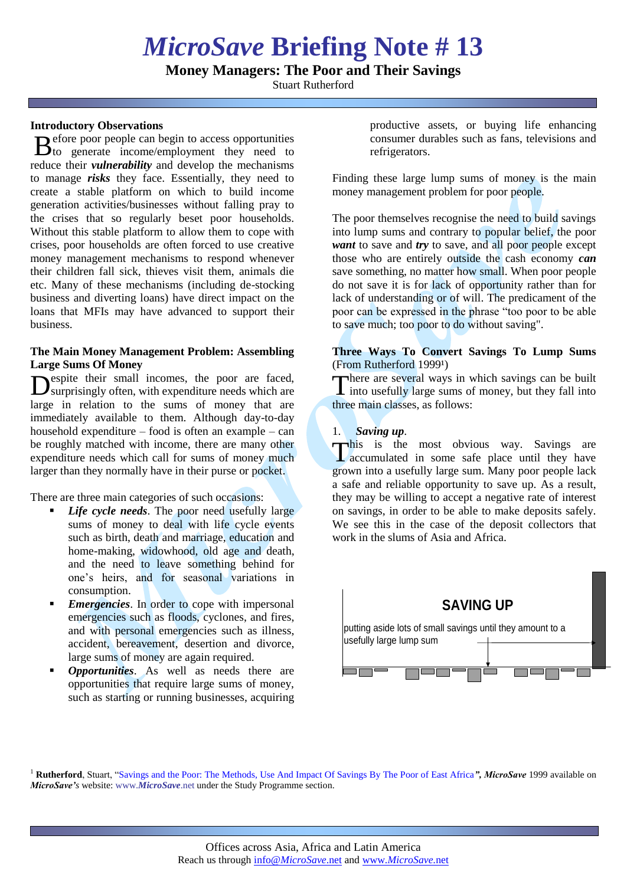# *MicroSave* Briefing Note # 13

## Money Managers: The Poor and Their Savings

Stuart Rutherford

### Introductory Observations

Before poor people can begin to access opportunities to generate income/employment they need to reduce their ***vulnerability*** and develop the mechanisms to manage ***risks*** they face. Essentially, they need to create a stable platform on which to build income generation activities/businesses without falling pray to the crises that so regularly beset poor households. Without this stable platform to allow them to cope with crises, poor households are often forced to use creative money management mechanisms to respond whenever their children fall sick, thieves visit them, animals die etc. Many of these mechanisms (including de-stocking business and diverting loans) have direct impact on the loans that MFIs may have advanced to support their business.

### The Main Money Management Problem: Assembling Large Sums Of Money

Despite their small incomes, the poor are faced, surprisingly often, with expenditure needs which are large in relation to the sums of money that are immediately available to them. Although day-to-day household expenditure – food is often an example – can be roughly matched with income, there are many other expenditure needs which call for sums of money much larger than they normally have in their purse or pocket.

There are three main categories of such occasions:

- ***Life cycle needs***. The poor need usefully large sums of money to deal with life cycle events such as birth, death and marriage, education and home-making, widowhood, old age and death, and the need to leave something behind for one's heirs, and for seasonal variations in consumption.
- ***Emergencies***. In order to cope with impersonal emergencies such as floods, cyclones, and fires, and with personal emergencies such as illness, accident, bereavement, desertion and divorce, large sums of money are again required.
- ***Opportunities***. As well as needs there are opportunities that require large sums of money, such as starting or running businesses, acquiring productive assets, or buying life enhancing consumer durables such as fans, televisions and refrigerators.

Finding these large lump sums of money is the main money management problem for poor people.

The poor themselves recognise the need to build savings into lump sums and contrary to popular belief, the poor ***want*** to save and ***try*** to save, and all poor people except those who are entirely outside the cash economy ***can*** save something, no matter how small. When poor people do not save it is for lack of opportunity rather than for lack of understanding or of will. The predicament of the poor can be expressed in the phrase "too poor to be able to save much; too poor to do without saving".

### Three Ways To Convert Savings To Lump Sums

(From Rutherford 1999[1])

There are several ways in which savings can be built into usefully large sums of money, but they fall into three main classes, as follows:

1. ***Saving up***.

This is the most obvious way. Savings are accumulated in some safe place until they have grown into a usefully large sum. Many poor people lack a safe and reliable opportunity to save up. As a result, they may be willing to accept a negative rate of interest on savings, in order to be able to make deposits safely. We see this in the case of the deposit collectors that work in the slums of Asia and Africa.

**SAVING UP**

putting aside lots of small savings until they amount to a usefully large lump sum

---

[1] **Rutherford**, Stuart, "Savings and the Poor: The Methods, Use And Impact Of Savings By The Poor of East Africa***"***, ***MicroSave*** 1999 available on ***MicroSave's*** website: www.***MicroSave***.net under the Study Programme section.

Offices across Asia, Africa and Latin America
Reach us through info@*MicroSave*.net and www.*MicroSave*.net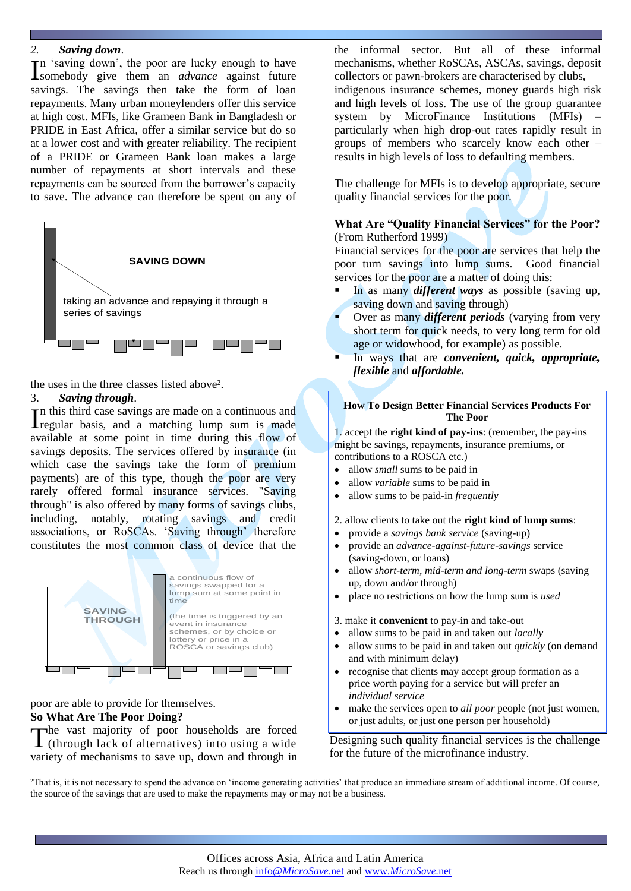2. ***Saving down***.

In 'saving down', the poor are lucky enough to have somebody give them an *advance* against future savings. The savings then take the form of loan repayments. Many urban moneylenders offer this service at high cost. MFIs, like Grameen Bank in Bangladesh or PRIDE in East Africa, offer a similar service but do so at a lower cost and with greater reliability. The recipient of a PRIDE or Grameen Bank loan makes a large number of repayments at short intervals and these repayments can be sourced from the borrower's capacity to save. The advance can therefore be spent on any of the uses in the three classes listed above[2].

SAVING DOWN

taking an advance and repaying it through a series of savings

3. ***Saving through***.

In this third case savings are made on a continuous and regular basis, and a matching lump sum is made available at some point in time during this flow of savings deposits. The services offered by insurance (in which case the savings take the form of premium payments) are of this type, though the poor are very rarely offered formal insurance services. "Saving through" is also offered by many forms of savings clubs, including, notably, rotating savings and credit associations, or RoSCAs. 'Saving through' therefore constitutes the most common class of device that the poor are able to provide for themselves.

SAVING THROUGH

a continuous flow of savings swapped for a lump sum at some point in time

(the time is triggered by an event in insurance schemes, or by choice or lottery or price in a ROSCA or savings club)

**So What Are The Poor Doing?**

The vast majority of poor households are forced (through lack of alternatives) into using a wide variety of mechanisms to save up, down and through in the informal sector. But all of these informal mechanisms, whether RoSCAs, ASCAs, savings, deposit collectors or pawn-brokers are characterised by clubs, indigenous insurance schemes, money guards high risk and high levels of loss. The use of the group guarantee system by MicroFinance Institutions (MFIs) – particularly when high drop-out rates rapidly result in groups of members who scarcely know each other – results in high levels of loss to defaulting members.

The challenge for MFIs is to develop appropriate, secure quality financial services for the poor.

**What Are "Quality Financial Services" for the Poor?**
(From Rutherford 1999)
Financial services for the poor are services that help the poor turn savings into lump sums. Good financial services for the poor are a matter of doing this:

- In as many ***different ways*** as possible (saving up, saving down and saving through)
- Over as many ***different periods*** (varying from very short term for quick needs, to very long term for old age or widowhood, for example) as possible.
- In ways that are ***convenient, quick, appropriate, flexible*** and ***affordable.***

**How To Design Better Financial Services Products For The Poor**

1. accept the **right kind of pay-ins**: (remember, the pay-ins might be savings, repayments, insurance premiums, or contributions to a ROSCA etc.)
   - allow *small* sums to be paid in
   - allow *variable* sums to be paid in
   - allow sums to be paid-in *frequently*

2. allow clients to take out the **right kind of lump sums**:
   - provide a *savings bank service* (saving-up)
   - provide an *advance-against-future-savings* service (saving-down, or loans)
   - allow *short-term, mid-term and long-term* swaps (saving up, down and/or through)
   - place no restrictions on how the lump sum is *used*

3. make it **convenient** to pay-in and take-out
   - allow sums to be paid in and taken out *locally*
   - allow sums to be paid in and taken out *quickly* (on demand and with minimum delay)
   - recognise that clients may accept group formation as a price worth paying for a service but will prefer an *individual service*
   - make the services open to *all poor* people (not just women, or just adults, or just one person per household)

Designing such quality financial services is the challenge for the future of the microfinance industry.

[2]That is, it is not necessary to spend the advance on 'income generating activities' that produce an immediate stream of additional income. Of course, the source of the savings that are used to make the repayments may or may not be a business.

Offices across Asia, Africa and Latin America
Reach us through info@*MicroSave*.net and www.*MicroSave*.net